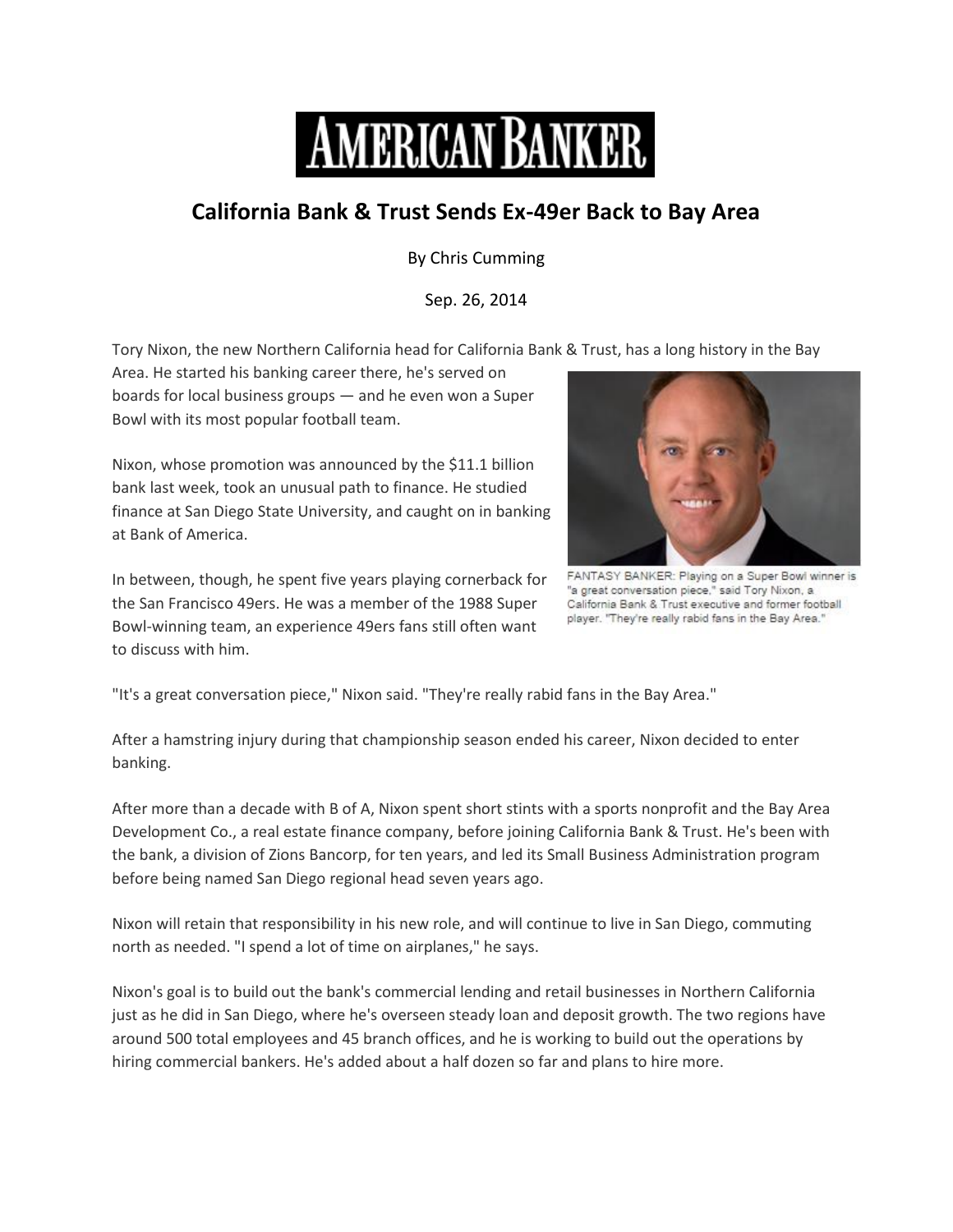# AMERICAN BANKER

## California Bank & Trust Sends Ex-49er Back to Bay Area

By Chris Cumming

Sep. 26, 2014

Tory Nixon, the new Northern California head for California Bank & Trust, has a long history in the Bay Area. He started his banking career there, he's served on boards for local business groups — and he even won a Super Bowl with its most popular football team.

Nixon, whose promotion was announced by the $11.1 billion bank last week, took an unusual path to finance. He studied finance at San Diego State University, and caught on in banking at Bank of America.

In between, though, he spent five years playing cornerback for the San Francisco 49ers. He was a member of the 1988 Super Bowl-winning team, an experience 49ers fans still often want to discuss with him.

FANTASY BANKER: Playing on a Super Bowl winner is "a great conversation piece," said Tory Nixon, a California Bank & Trust executive and former football player. "They're really rabid fans in the Bay Area."

"It's a great conversation piece," Nixon said. "They're really rabid fans in the Bay Area."

After a hamstring injury during that championship season ended his career, Nixon decided to enter banking.

After more than a decade with B of A, Nixon spent short stints with a sports nonprofit and the Bay Area Development Co., a real estate finance company, before joining California Bank & Trust. He's been with the bank, a division of Zions Bancorp, for ten years, and led its Small Business Administration program before being named San Diego regional head seven years ago.

Nixon will retain that responsibility in his new role, and will continue to live in San Diego, commuting north as needed. "I spend a lot of time on airplanes," he says.

Nixon's goal is to build out the bank's commercial lending and retail businesses in Northern California just as he did in San Diego, where he's overseen steady loan and deposit growth. The two regions have around 500 total employees and 45 branch offices, and he is working to build out the operations by hiring commercial bankers. He's added about a half dozen so far and plans to hire more.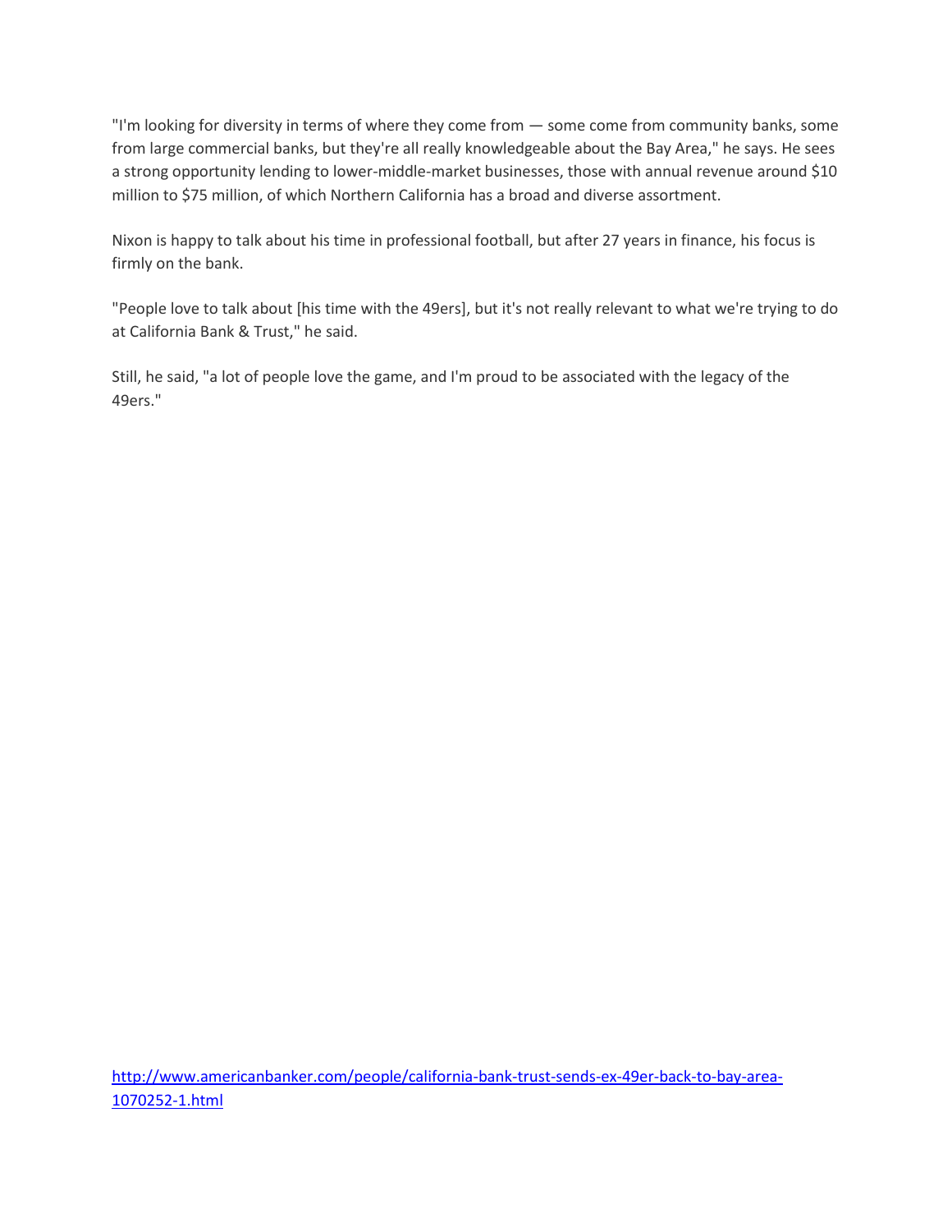"I'm looking for diversity in terms of where they come from — some come from community banks, some from large commercial banks, but they're all really knowledgeable about the Bay Area," he says. He sees a strong opportunity lending to lower-middle-market businesses, those with annual revenue around $10 million to $75 million, of which Northern California has a broad and diverse assortment.

Nixon is happy to talk about his time in professional football, but after 27 years in finance, his focus is firmly on the bank.

"People love to talk about [his time with the 49ers], but it's not really relevant to what we're trying to do at California Bank & Trust," he said.

Still, he said, "a lot of people love the game, and I'm proud to be associated with the legacy of the 49ers."

http://www.americanbanker.com/people/california-bank-trust-sends-ex-49er-back-to-bay-area-1070252-1.html